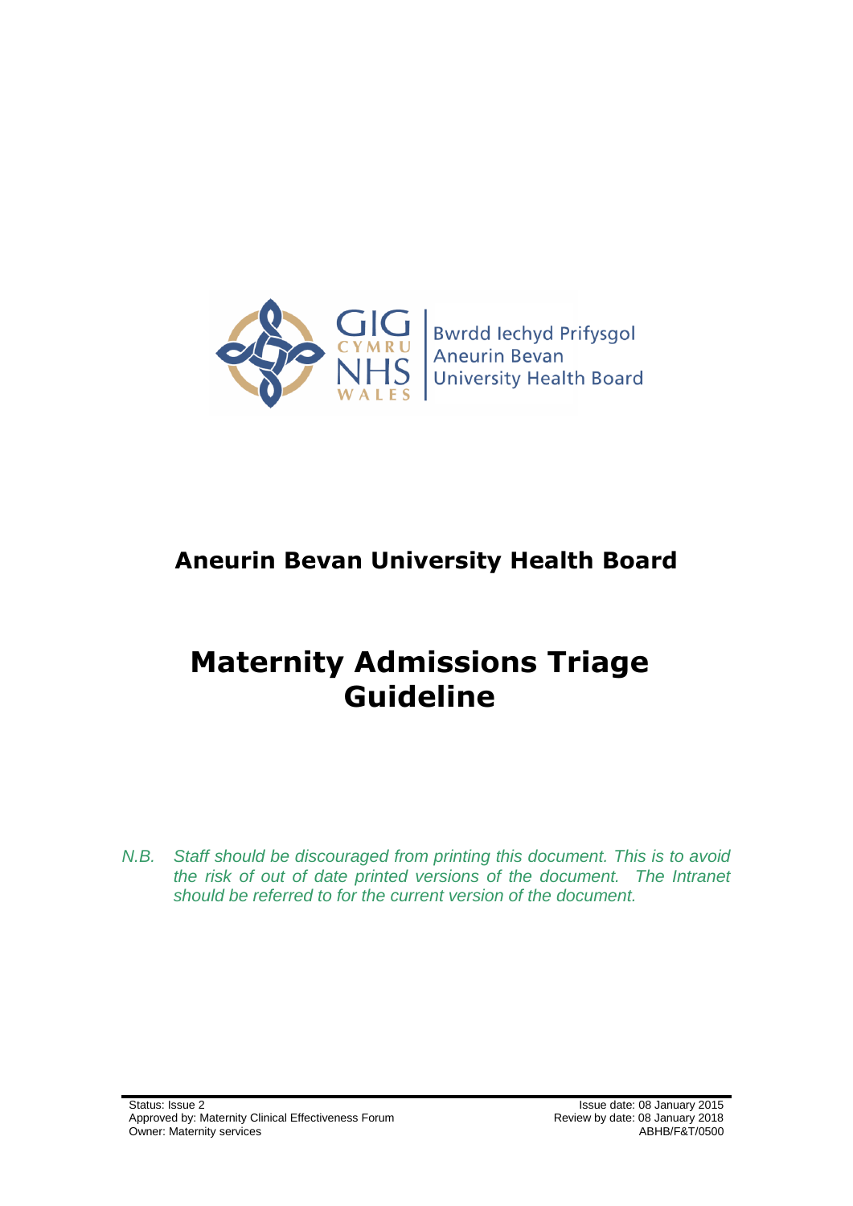GIG CYMRU NHS WALES | Bwrdd Iechyd Prifysgol Aneurin Bevan University Health Board

# Aneurin Bevan University Health Board

# Maternity Admissions Triage Guideline

*N.B. Staff should be discouraged from printing this document. This is to avoid the risk of out of date printed versions of the document. The Intranet should be referred to for the current version of the document.*

Status: Issue 2
Approved by: Maternity Clinical Effectiveness Forum
Owner: Maternity services

Issue date: 08 January 2015
Review by date: 08 January 2018
ABHB/F&T/0500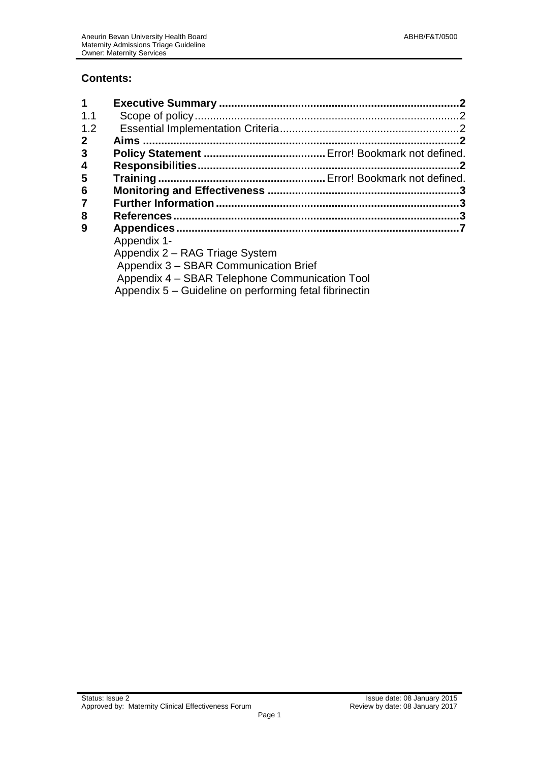## Contents:

| | | |
|---|---|---|
| **1** | **Executive Summary** | **2** |
| 1.1 | Scope of policy | 2 |
| 1.2 | Essential Implementation Criteria | 2 |
| **2** | **Aims** | **2** |
| **3** | **Policy Statement** | Error! Bookmark not defined. |
| **4** | **Responsibilities** | **2** |
| **5** | **Training** | Error! Bookmark not defined. |
| **6** | **Monitoring and Effectiveness** | **3** |
| **7** | **Further Information** | **3** |
| **8** | **References** | **3** |
| **9** | **Appendices** | **7** |

Appendix 1-
Appendix 2 – RAG Triage System
Appendix 3 – SBAR Communication Brief
Appendix 4 – SBAR Telephone Communication Tool
Appendix 5 – Guideline on performing fetal fibrinectin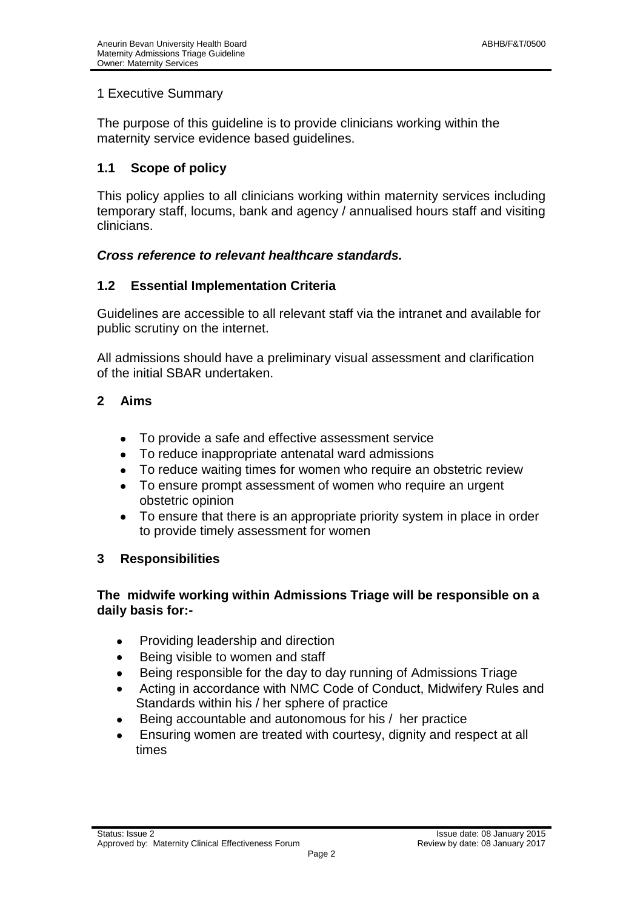# 1 Executive Summary

The purpose of this guideline is to provide clinicians working within the maternity service evidence based guidelines.

## 1.1 Scope of policy

This policy applies to all clinicians working within maternity services including temporary staff, locums, bank and agency / annualised hours staff and visiting clinicians.

***Cross reference to relevant healthcare standards.***

## 1.2 Essential Implementation Criteria

Guidelines are accessible to all relevant staff via the intranet and available for public scrutiny on the internet.

All admissions should have a preliminary visual assessment and clarification of the initial SBAR undertaken.

# 2 Aims

- To provide a safe and effective assessment service
- To reduce inappropriate antenatal ward admissions
- To reduce waiting times for women who require an obstetric review
- To ensure prompt assessment of women who require an urgent obstetric opinion
- To ensure that there is an appropriate priority system in place in order to provide timely assessment for women

# 3 Responsibilities

**The midwife working within Admissions Triage will be responsible on a daily basis for:-**

- Providing leadership and direction
- Being visible to women and staff
- Being responsible for the day to day running of Admissions Triage
- Acting in accordance with NMC Code of Conduct, Midwifery Rules and Standards within his / her sphere of practice
- Being accountable and autonomous for his / her practice
- Ensuring women are treated with courtesy, dignity and respect at all times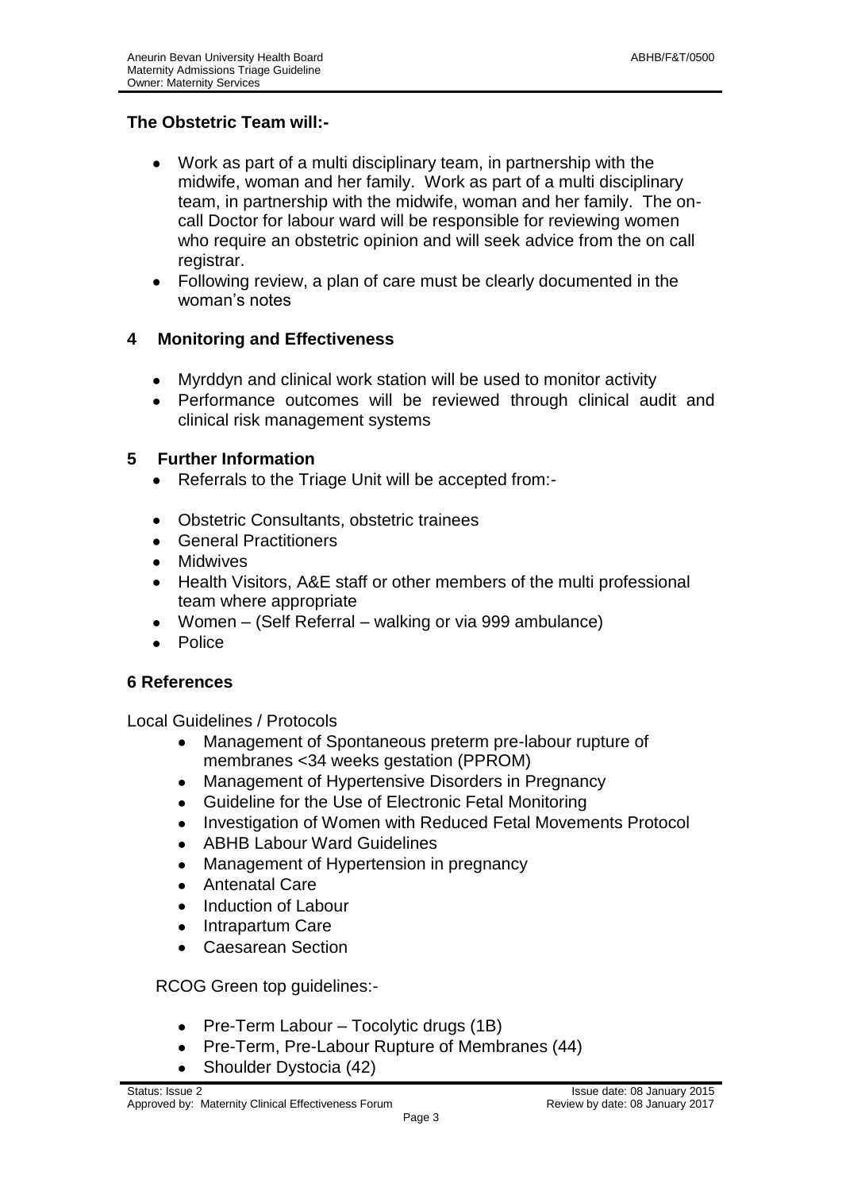## The Obstetric Team will:-

- Work as part of a multi disciplinary team, in partnership with the midwife, woman and her family. Work as part of a multi disciplinary team, in partnership with the midwife, woman and her family. The on-call Doctor for labour ward will be responsible for reviewing women who require an obstetric opinion and will seek advice from the on call registrar.
- Following review, a plan of care must be clearly documented in the woman's notes

## 4 Monitoring and Effectiveness

- Myrddyn and clinical work station will be used to monitor activity
- Performance outcomes will be reviewed through clinical audit and clinical risk management systems

## 5 Further Information

- Referrals to the Triage Unit will be accepted from:-

- Obstetric Consultants, obstetric trainees
- General Practitioners
- Midwives
- Health Visitors, A&E staff or other members of the multi professional team where appropriate
- Women – (Self Referral – walking or via 999 ambulance)
- Police

## 6 References

Local Guidelines / Protocols

- Management of Spontaneous preterm pre-labour rupture of membranes <34 weeks gestation (PPROM)
- Management of Hypertensive Disorders in Pregnancy
- Guideline for the Use of Electronic Fetal Monitoring
- Investigation of Women with Reduced Fetal Movements Protocol
- ABHB Labour Ward Guidelines
- Management of Hypertension in pregnancy
- Antenatal Care
- Induction of Labour
- Intrapartum Care
- Caesarean Section

RCOG Green top guidelines:-

- Pre-Term Labour – Tocolytic drugs (1B)
- Pre-Term, Pre-Labour Rupture of Membranes (44)
- Shoulder Dystocia (42)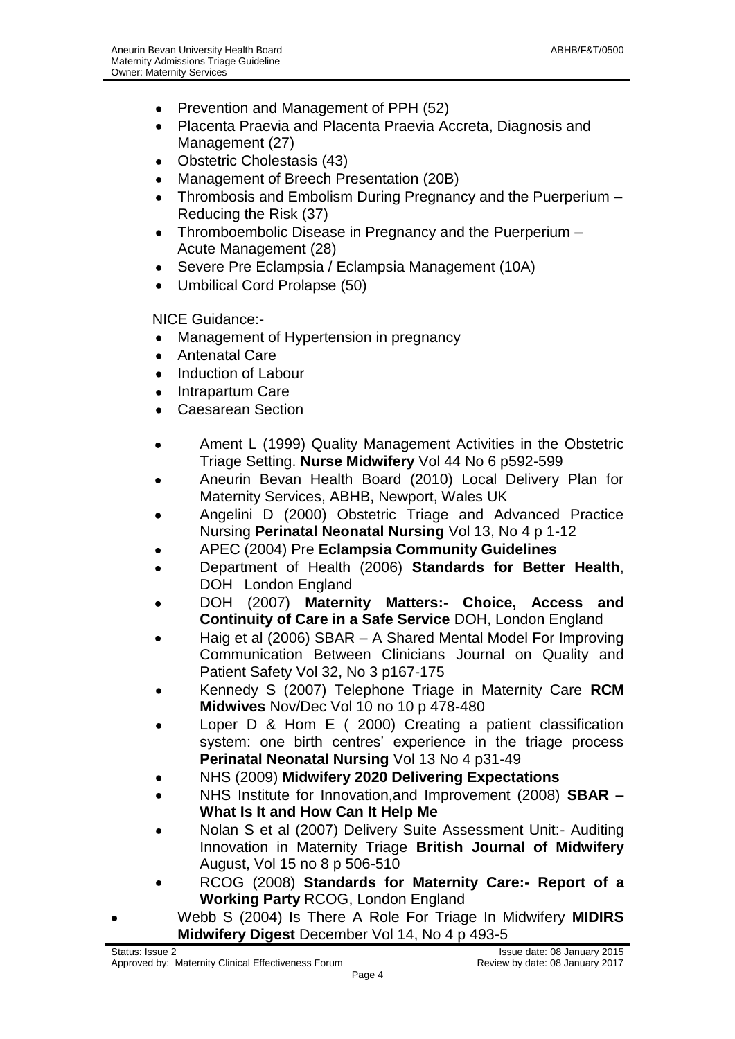- Prevention and Management of PPH (52)
- Placenta Praevia and Placenta Praevia Accreta, Diagnosis and Management (27)
- Obstetric Cholestasis (43)
- Management of Breech Presentation (20B)
- Thrombosis and Embolism During Pregnancy and the Puerperium – Reducing the Risk (37)
- Thromboembolic Disease in Pregnancy and the Puerperium – Acute Management (28)
- Severe Pre Eclampsia / Eclampsia Management (10A)
- Umbilical Cord Prolapse (50)

NICE Guidance:-

- Management of Hypertension in pregnancy
- Antenatal Care
- Induction of Labour
- Intrapartum Care
- Caesarean Section

- Ament L (1999) Quality Management Activities in the Obstetric Triage Setting. **Nurse Midwifery** Vol 44 No 6 p592-599
- Aneurin Bevan Health Board (2010) Local Delivery Plan for Maternity Services, ABHB, Newport, Wales UK
- Angelini D (2000) Obstetric Triage and Advanced Practice Nursing **Perinatal Neonatal Nursing** Vol 13, No 4 p 1-12
- APEC (2004) Pre **Eclampsia Community Guidelines**
- Department of Health (2006) **Standards for Better Health**, DOH London England
- DOH (2007) **Maternity Matters:- Choice, Access and Continuity of Care in a Safe Service** DOH, London England
- Haig et al (2006) SBAR – A Shared Mental Model For Improving Communication Between Clinicians Journal on Quality and Patient Safety Vol 32, No 3 p167-175
- Kennedy S (2007) Telephone Triage in Maternity Care **RCM Midwives** Nov/Dec Vol 10 no 10 p 478-480
- Loper D & Hom E ( 2000) Creating a patient classification system: one birth centres' experience in the triage process **Perinatal Neonatal Nursing** Vol 13 No 4 p31-49
- NHS (2009) **Midwifery 2020 Delivering Expectations**
- NHS Institute for Innovation,and Improvement (2008) **SBAR – What Is It and How Can It Help Me**
- Nolan S et al (2007) Delivery Suite Assessment Unit:- Auditing Innovation in Maternity Triage **British Journal of Midwifery** August, Vol 15 no 8 p 506-510
- RCOG (2008) **Standards for Maternity Care:- Report of a Working Party** RCOG, London England
- Webb S (2004) Is There A Role For Triage In Midwifery **MIDIRS Midwifery Digest** December Vol 14, No 4 p 493-5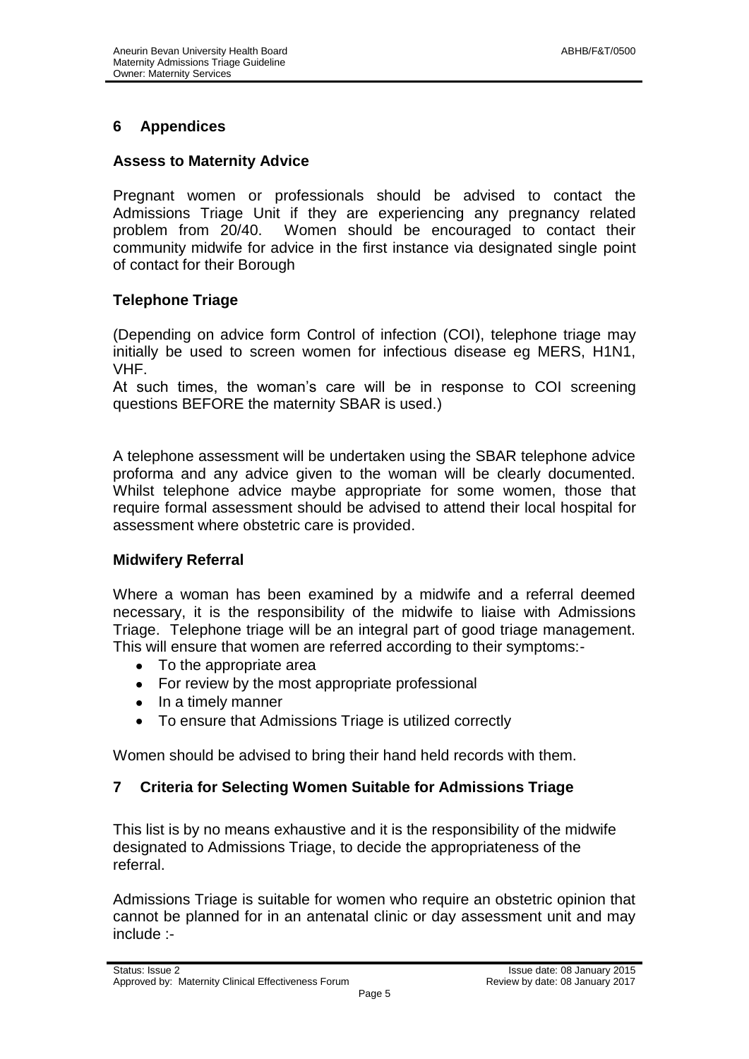## 6 Appendices

### Assess to Maternity Advice

Pregnant women or professionals should be advised to contact the Admissions Triage Unit if they are experiencing any pregnancy related problem from 20/40. Women should be encouraged to contact their community midwife for advice in the first instance via designated single point of contact for their Borough

### Telephone Triage

(Depending on advice form Control of infection (COI), telephone triage may initially be used to screen women for infectious disease eg MERS, H1N1, VHF.

At such times, the woman's care will be in response to COI screening questions BEFORE the maternity SBAR is used.)

A telephone assessment will be undertaken using the SBAR telephone advice proforma and any advice given to the woman will be clearly documented. Whilst telephone advice maybe appropriate for some women, those that require formal assessment should be advised to attend their local hospital for assessment where obstetric care is provided.

### Midwifery Referral

Where a woman has been examined by a midwife and a referral deemed necessary, it is the responsibility of the midwife to liaise with Admissions Triage. Telephone triage will be an integral part of good triage management. This will ensure that women are referred according to their symptoms:-

- To the appropriate area
- For review by the most appropriate professional
- In a timely manner
- To ensure that Admissions Triage is utilized correctly

Women should be advised to bring their hand held records with them.

## 7 Criteria for Selecting Women Suitable for Admissions Triage

This list is by no means exhaustive and it is the responsibility of the midwife designated to Admissions Triage, to decide the appropriateness of the referral.

Admissions Triage is suitable for women who require an obstetric opinion that cannot be planned for in an antenatal clinic or day assessment unit and may include :-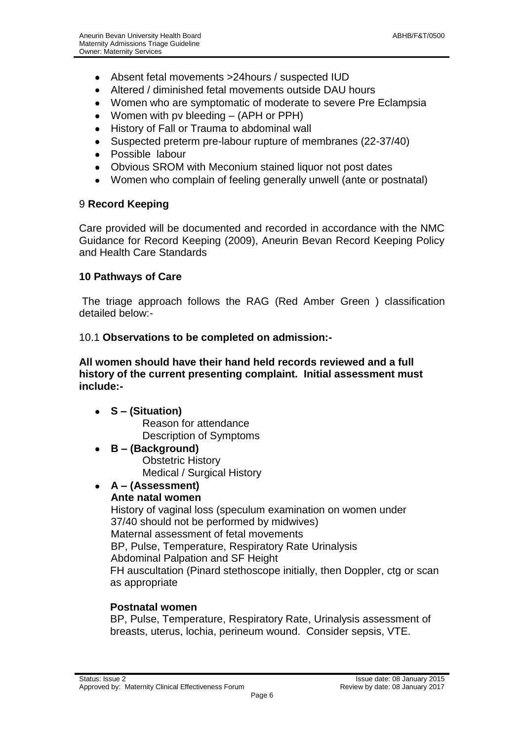- Absent fetal movements >24hours / suspected IUD
- Altered / diminished fetal movements outside DAU hours
- Women who are symptomatic of moderate to severe Pre Eclampsia
- Women with pv bleeding – (APH or PPH)
- History of Fall or Trauma to abdominal wall
- Suspected preterm pre-labour rupture of membranes (22-37/40)
- Possible labour
- Obvious SROM with Meconium stained liquor not post dates
- Women who complain of feeling generally unwell (ante or postnatal)

## 9 **Record Keeping**

Care provided will be documented and recorded in accordance with the NMC Guidance for Record Keeping (2009), Aneurin Bevan Record Keeping Policy and Health Care Standards

## **10 Pathways of Care**

The triage approach follows the RAG (Red Amber Green ) classification detailed below:-

### 10.1 **Observations to be completed on admission:-**

**All women should have their hand held records reviewed and a full history of the current presenting complaint. Initial assessment must include:-**

- **S – (Situation)**
  Reason for attendance
  Description of Symptoms
- **B – (Background)**
  Obstetric History
  Medical / Surgical History
- **A – (Assessment)**
  **Ante natal women**
  History of vaginal loss (speculum examination on women under 37/40 should not be performed by midwives)
  Maternal assessment of fetal movements
  BP, Pulse, Temperature, Respiratory Rate Urinalysis
  Abdominal Palpation and SF Height
  FH auscultation (Pinard stethoscope initially, then Doppler, ctg or scan as appropriate

  **Postnatal women**
  BP, Pulse, Temperature, Respiratory Rate, Urinalysis assessment of breasts, uterus, lochia, perineum wound. Consider sepsis, VTE.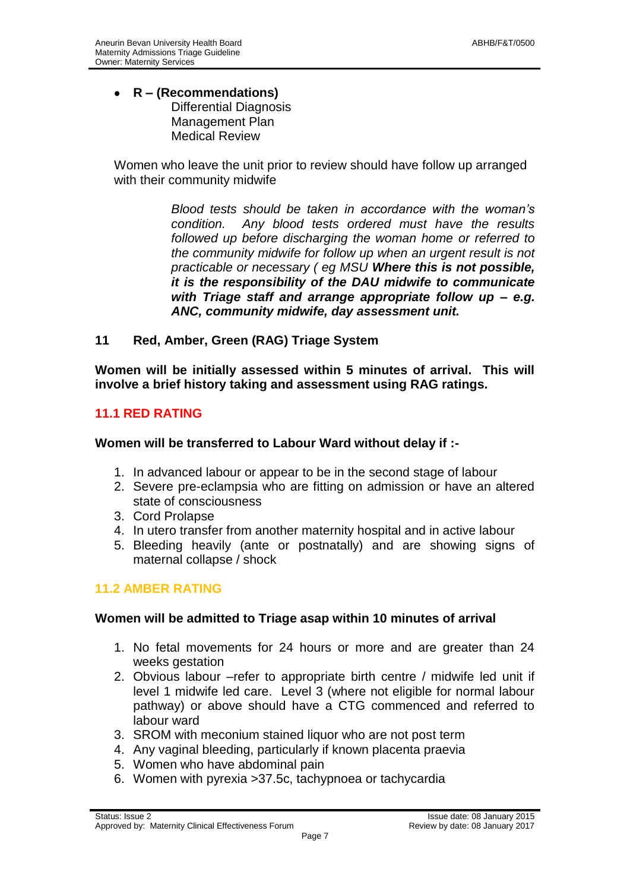- **R – (Recommendations)**
  Differential Diagnosis
  Management Plan
  Medical Review

Women who leave the unit prior to review should have follow up arranged with their community midwife

*Blood tests should be taken in accordance with the woman's condition. Any blood tests ordered must have the results followed up before discharging the woman home or referred to the community midwife for follow up when an urgent result is not practicable or necessary ( eg MSU* ***Where this is not possible, it is the responsibility of the DAU midwife to communicate with Triage staff and arrange appropriate follow up – e.g. ANC, community midwife, day assessment unit.***

## 11 Red, Amber, Green (RAG) Triage System

**Women will be initially assessed within 5 minutes of arrival. This will involve a brief history taking and assessment using RAG ratings.**

### 11.1 RED RATING

**Women will be transferred to Labour Ward without delay if :-**

1. In advanced labour or appear to be in the second stage of labour
2. Severe pre-eclampsia who are fitting on admission or have an altered state of consciousness
3. Cord Prolapse
4. In utero transfer from another maternity hospital and in active labour
5. Bleeding heavily (ante or postnatally) and are showing signs of maternal collapse / shock

### 11.2 AMBER RATING

**Women will be admitted to Triage asap within 10 minutes of arrival**

1. No fetal movements for 24 hours or more and are greater than 24 weeks gestation
2. Obvious labour –refer to appropriate birth centre / midwife led unit if level 1 midwife led care. Level 3 (where not eligible for normal labour pathway) or above should have a CTG commenced and referred to labour ward
3. SROM with meconium stained liquor who are not post term
4. Any vaginal bleeding, particularly if known placenta praevia
5. Women who have abdominal pain
6. Women with pyrexia >37.5c, tachypnoea or tachycardia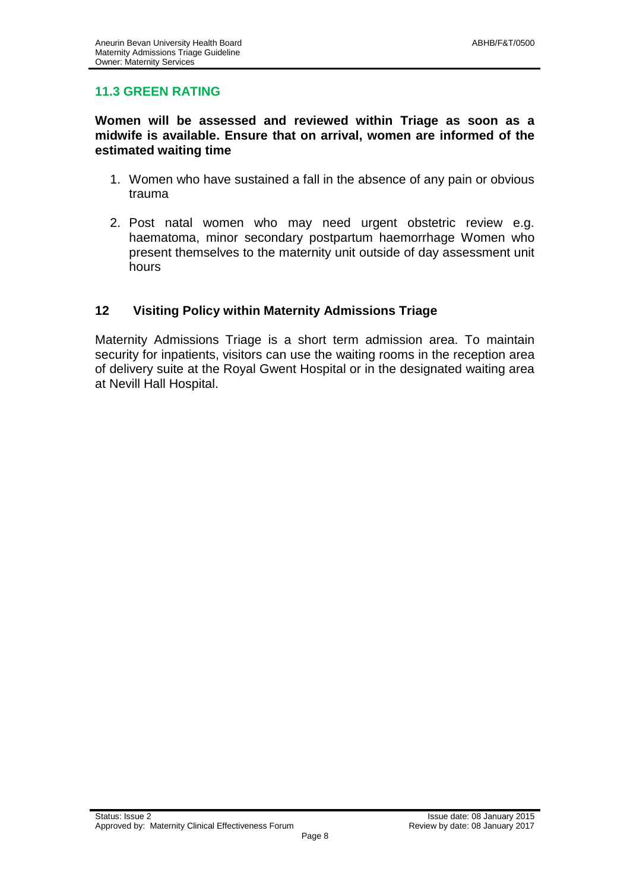### 11.3 GREEN RATING

**Women will be assessed and reviewed within Triage as soon as a midwife is available. Ensure that on arrival, women are informed of the estimated waiting time**

1. Women who have sustained a fall in the absence of any pain or obvious trauma

2. Post natal women who may need urgent obstetric review e.g. haematoma, minor secondary postpartum haemorrhage Women who present themselves to the maternity unit outside of day assessment unit hours

## 12 Visiting Policy within Maternity Admissions Triage

Maternity Admissions Triage is a short term admission area. To maintain security for inpatients, visitors can use the waiting rooms in the reception area of delivery suite at the Royal Gwent Hospital or in the designated waiting area at Nevill Hall Hospital.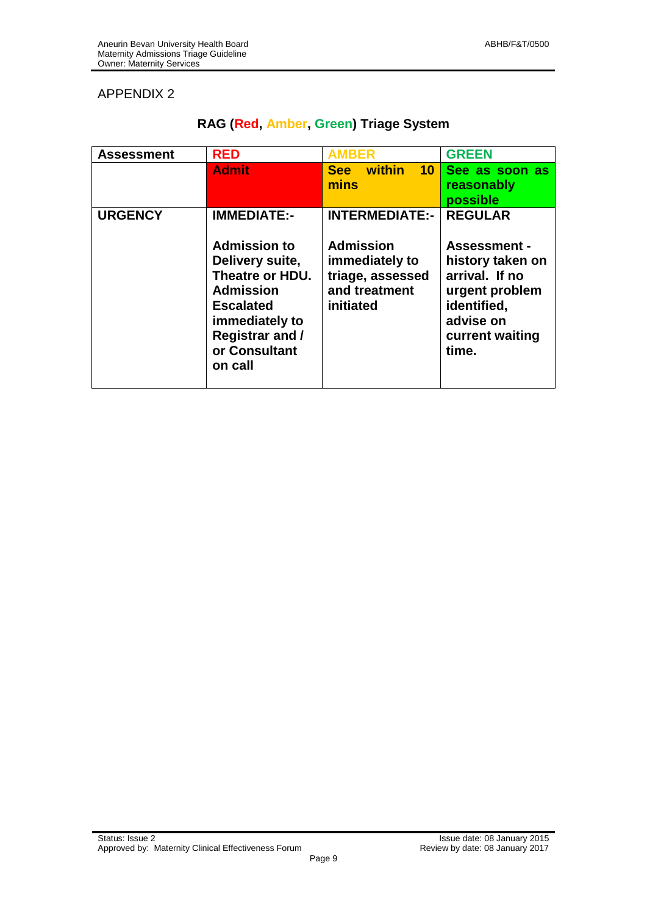APPENDIX 2

## RAG (Red, Amber, Green) Triage System

| Assessment | RED | AMBER | GREEN |
|---|---|---|---|
| | Admit | See within 10 mins | See as soon as reasonably possible |
| URGENCY | IMMEDIATE:-<br><br>Admission to Delivery suite, Theatre or HDU. Admission Escalated immediately to Registrar and / or Consultant on call | INTERMEDIATE:-<br><br>Admission immediately to triage, assessed and treatment initiated | REGULAR<br><br>Assessment - history taken on arrival. If no urgent problem identified, advise on current waiting time. |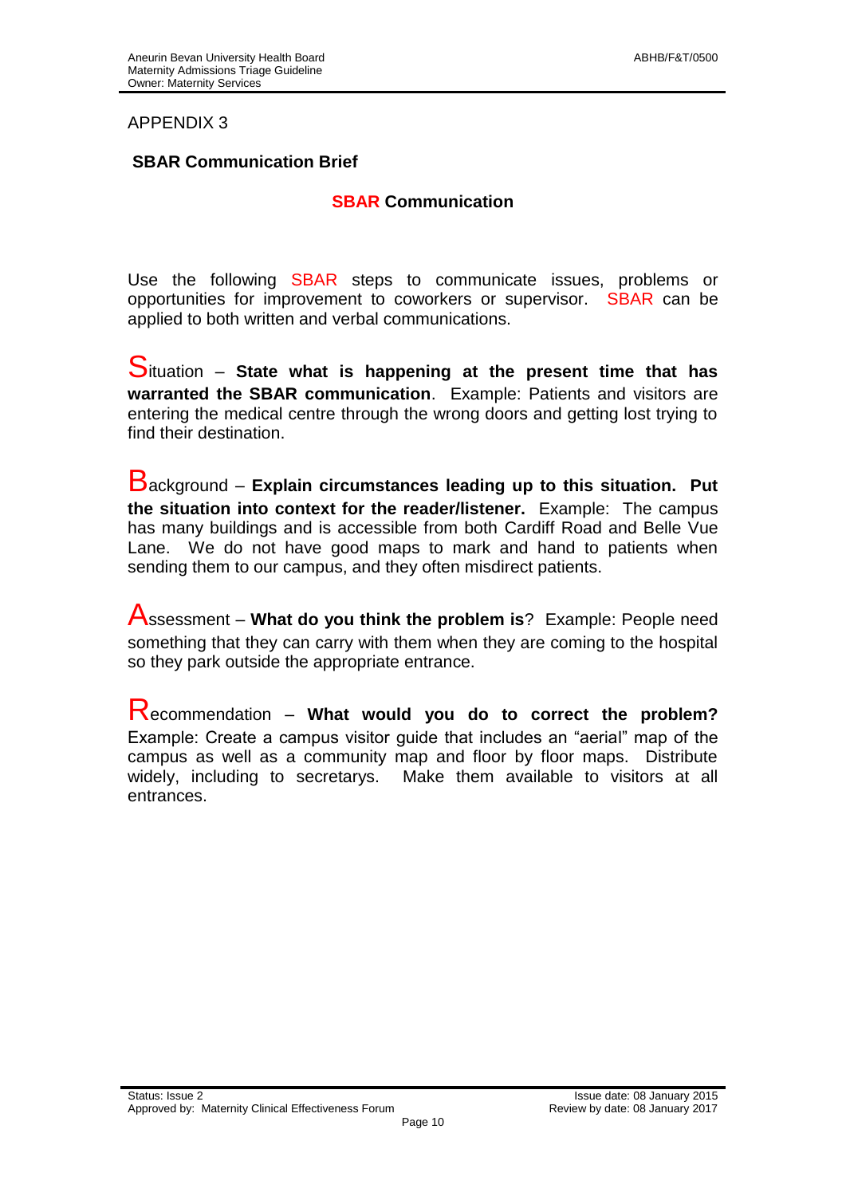APPENDIX 3

## SBAR Communication Brief

### SBAR Communication

Use the following SBAR steps to communicate issues, problems or opportunities for improvement to coworkers or supervisor. SBAR can be applied to both written and verbal communications.

**S**ituation – **State what is happening at the present time that has warranted the SBAR communication**. Example: Patients and visitors are entering the medical centre through the wrong doors and getting lost trying to find their destination.

**B**ackground – **Explain circumstances leading up to this situation. Put the situation into context for the reader/listener.** Example: The campus has many buildings and is accessible from both Cardiff Road and Belle Vue Lane. We do not have good maps to mark and hand to patients when sending them to our campus, and they often misdirect patients.

**A**ssessment – **What do you think the problem is**? Example: People need something that they can carry with them when they are coming to the hospital so they park outside the appropriate entrance.

**R**ecommendation – **What would you do to correct the problem?** Example: Create a campus visitor guide that includes an "aerial" map of the campus as well as a community map and floor by floor maps. Distribute widely, including to secretarys. Make them available to visitors at all entrances.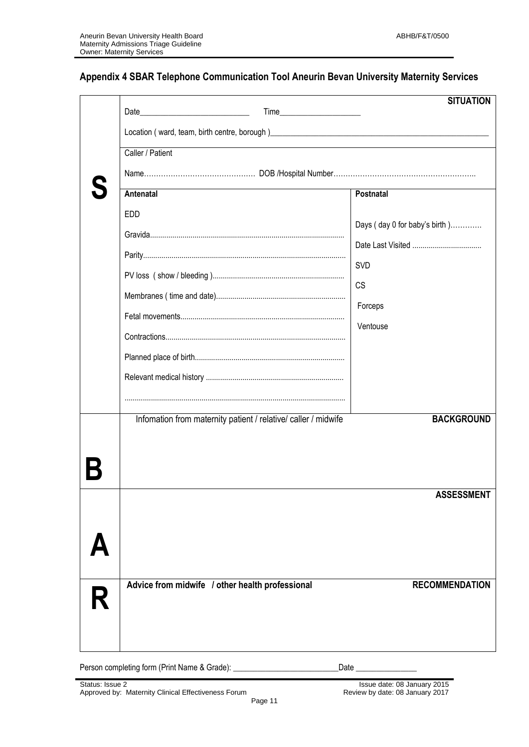## Appendix 4 SBAR Telephone Communication Tool Aneurin Bevan University Maternity Services

| | | |
|---|---|---|
| **S** | Date___________________________ Time____________________ | **SITUATION** |
| | Location ( ward, team, birth centre, borough )________________________________________________________ | |
| | Caller / Patient | |
| | Name………………………………………. DOB /Hospital Number………………………………………………….. | |
| | **Antenatal** | **Postnatal** |
| | EDD | Days ( day 0 for baby's birth )………… |
| | Gravida.............................................................................................. | Date Last Visited .................................. |
| | Parity................................................................................................. | SVD |
| | PV loss ( show / bleeding )................................................................ | CS |
| | Membranes ( time and date)............................................................... | Forceps |
| | Fetal movements................................................................................ | Ventouse |
| | Contractions....................................................................................... | |
| | Planned place of birth......................................................................... | |
| | Relevant medical history ................................................................... | |
| | ........................................................................................................... | |
| **B** | Infomation from maternity patient / relative/ caller / midwife | **BACKGROUND** |
| **A** | | **ASSESSMENT** |
| **R** | **Advice from midwife / other health professional** | **RECOMMENDATION** |

Person completing form (Print Name & Grade): ___________________________Date _______________

Status: Issue 2
Approved by: Maternity Clinical Effectiveness Forum

Issue date: 08 January 2015
Review by date: 08 January 2017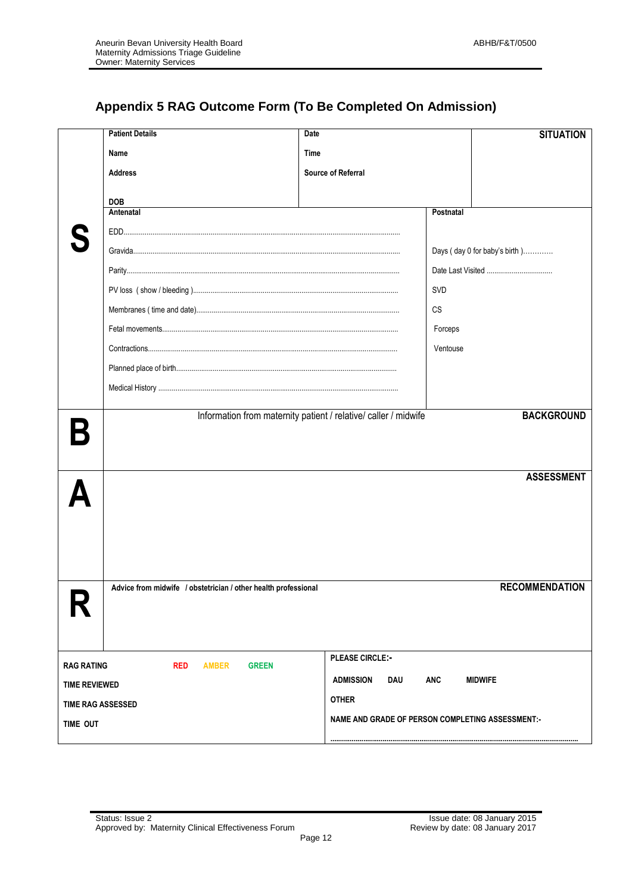## Appendix 5 RAG Outcome Form (To Be Completed On Admission)

| | | | |
|---|---|---|---|
| | **Patient Details**<br>**Name**<br>**Address**<br><br>**DOB** | **Date**<br>**Time**<br>**Source of Referral** | **SITUATION** |
| **S** | **Antenatal**<br>EDD..........<br>Gravida..........<br>Parity..........<br>PV loss ( show / bleeding )..........<br>Membranes ( time and date)..........<br>Fetal movements..........<br>Contractions..........<br>Planned place of birth..........<br>Medical History .......... | **Postnatal**<br>Days ( day 0 for baby's birth )............<br>Date Last Visited ..........<br>SVD<br>CS<br>Forceps<br>Ventouse | |
| **B** | Information from maternity patient / relative/ caller / midwife | | **BACKGROUND** |
| **A** | | | **ASSESSMENT** |
| **R** | **Advice from midwife / obstetrician / other health professional** | | **RECOMMENDATION** |

| | |
|---|---|
| **RAG RATING** **RED** **AMBER** **GREEN** | **PLEASE CIRCLE:-** |
| **TIME REVIEWED** | **ADMISSION** **DAU** **ANC** **MIDWIFE** |
| **TIME RAG ASSESSED** | **OTHER** |
| **TIME OUT** | **NAME AND GRADE OF PERSON COMPLETING ASSESSMENT:-**<br>.......... |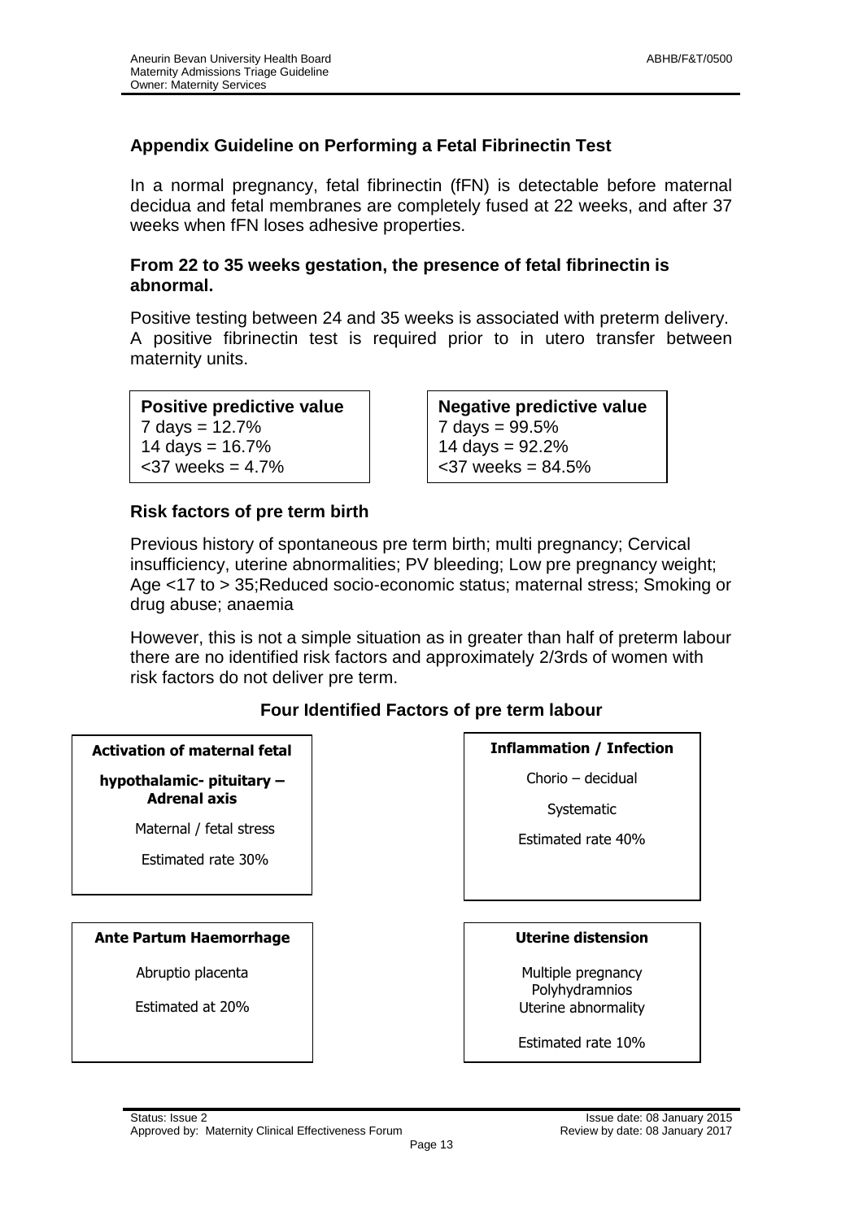## Appendix Guideline on Performing a Fetal Fibrinectin Test

In a normal pregnancy, fetal fibrinectin (fFN) is detectable before maternal decidua and fetal membranes are completely fused at 22 weeks, and after 37 weeks when fFN loses adhesive properties.

**From 22 to 35 weeks gestation, the presence of fetal fibrinectin is abnormal.**

Positive testing between 24 and 35 weeks is associated with preterm delivery. A positive fibrinectin test is required prior to in utero transfer between maternity units.

| Positive predictive value | Negative predictive value |
|---|---|
| 7 days = 12.7% | 7 days = 99.5% |
| 14 days = 16.7% | 14 days = 92.2% |
| <37 weeks = 4.7% | <37 weeks = 84.5% |

### Risk factors of pre term birth

Previous history of spontaneous pre term birth; multi pregnancy; Cervical insufficiency, uterine abnormalities; PV bleeding; Low pre pregnancy weight; Age <17 to > 35;Reduced socio-economic status; maternal stress; Smoking or drug abuse; anaemia

However, this is not a simple situation as in greater than half of preterm labour there are no identified risk factors and approximately 2/3rds of women with risk factors do not deliver pre term.

### Four Identified Factors of pre term labour

**Activation of maternal fetal hypothalamic- pituitary – Adrenal axis**

Maternal / fetal stress

Estimated rate 30%

**Inflammation / Infection**

Chorio – decidual

Systematic

Estimated rate 40%

**Ante Partum Haemorrhage**

Abruptio placenta

Estimated at 20%

**Uterine distension**

Multiple pregnancy
Polyhydramnios
Uterine abnormality

Estimated rate 10%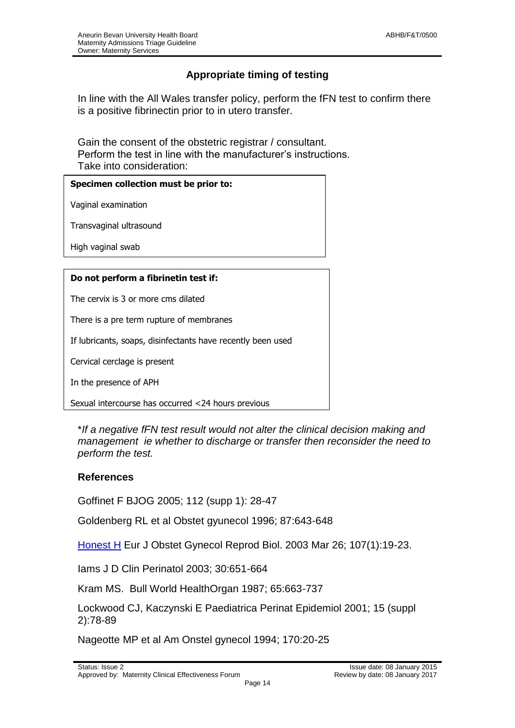## Appropriate timing of testing

In line with the All Wales transfer policy, perform the fFN test to confirm there is a positive fibrinectin prior to in utero transfer.

Gain the consent of the obstetric registrar / consultant.
Perform the test in line with the manufacturer's instructions.
Take into consideration:

| **Specimen collection must be prior to:** |
|---|
| Vaginal examination |
| Transvaginal ultrasound |
| High vaginal swab |

| **Do not perform a fibrinetin test if:** |
|---|
| The cervix is 3 or more cms dilated |
| There is a pre term rupture of membranes |
| If lubricants, soaps, disinfectants have recently been used |
| Cervical cerclage is present |
| In the presence of APH |
| Sexual intercourse has occurred <24 hours previous |

**If a negative fFN test result would not alter the clinical decision making and management ie whether to discharge or transfer then reconsider the need to perform the test.*

## References

Goffinet F BJOG 2005; 112 (supp 1): 28-47

Goldenberg RL et al Obstet gyunecol 1996; 87:643-648

[Honest H] Eur J Obstet Gynecol Reprod Biol. 2003 Mar 26; 107(1):19-23.

Iams J D Clin Perinatol 2003; 30:651-664

Kram MS. Bull World HealthOrgan 1987; 65:663-737

Lockwood CJ, Kaczynski E Paediatrica Perinat Epidemiol 2001; 15 (suppl 2):78-89

Nageotte MP et al Am Onstel gynecol 1994; 170:20-25